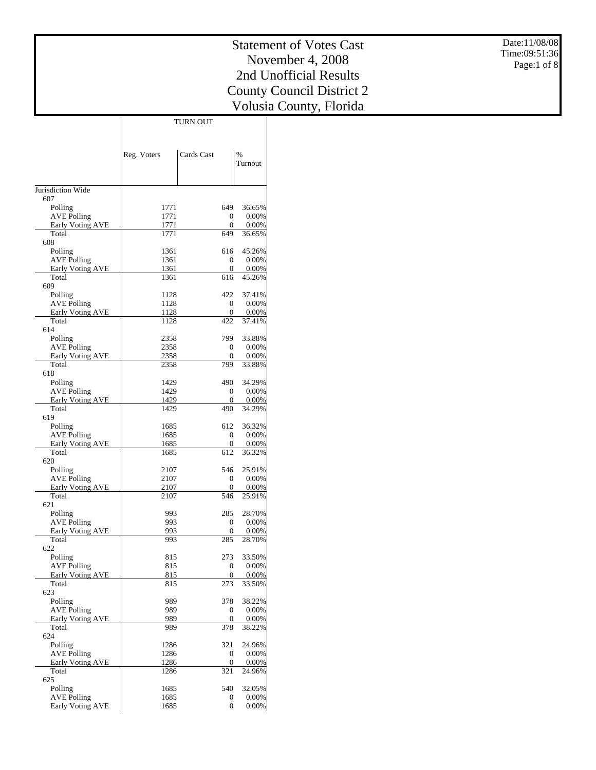# Statement of Votes Cast
## November 4, 2008
## 2nd Unofficial Results
## County Council District 2
## Volusia County, Florida

Date:11/08/08
Time:09:51:36

| | TURN OUT | | |
|---|---|---|---|
| | Reg. Voters | Cards Cast | % Turnout |
| Jurisdiction Wide | | | |
| 607 | | | |
| Polling | 1771 | 649 | 36.65% |
| AVE Polling | 1771 | 0 | 0.00% |
| Early Voting AVE | 1771 | 0 | 0.00% |
| Total | 1771 | 649 | 36.65% |
| 608 | | | |
| Polling | 1361 | 616 | 45.26% |
| AVE Polling | 1361 | 0 | 0.00% |
| Early Voting AVE | 1361 | 0 | 0.00% |
| Total | 1361 | 616 | 45.26% |
| 609 | | | |
| Polling | 1128 | 422 | 37.41% |
| AVE Polling | 1128 | 0 | 0.00% |
| Early Voting AVE | 1128 | 0 | 0.00% |
| Total | 1128 | 422 | 37.41% |
| 614 | | | |
| Polling | 2358 | 799 | 33.88% |
| AVE Polling | 2358 | 0 | 0.00% |
| Early Voting AVE | 2358 | 0 | 0.00% |
| Total | 2358 | 799 | 33.88% |
| 618 | | | |
| Polling | 1429 | 490 | 34.29% |
| AVE Polling | 1429 | 0 | 0.00% |
| Early Voting AVE | 1429 | 0 | 0.00% |
| Total | 1429 | 490 | 34.29% |
| 619 | | | |
| Polling | 1685 | 612 | 36.32% |
| AVE Polling | 1685 | 0 | 0.00% |
| Early Voting AVE | 1685 | 0 | 0.00% |
| Total | 1685 | 612 | 36.32% |
| 620 | | | |
| Polling | 2107 | 546 | 25.91% |
| AVE Polling | 2107 | 0 | 0.00% |
| Early Voting AVE | 2107 | 0 | 0.00% |
| Total | 2107 | 546 | 25.91% |
| 621 | | | |
| Polling | 993 | 285 | 28.70% |
| AVE Polling | 993 | 0 | 0.00% |
| Early Voting AVE | 993 | 0 | 0.00% |
| Total | 993 | 285 | 28.70% |
| 622 | | | |
| Polling | 815 | 273 | 33.50% |
| AVE Polling | 815 | 0 | 0.00% |
| Early Voting AVE | 815 | 0 | 0.00% |
| Total | 815 | 273 | 33.50% |
| 623 | | | |
| Polling | 989 | 378 | 38.22% |
| AVE Polling | 989 | 0 | 0.00% |
| Early Voting AVE | 989 | 0 | 0.00% |
| Total | 989 | 378 | 38.22% |
| 624 | | | |
| Polling | 1286 | 321 | 24.96% |
| AVE Polling | 1286 | 0 | 0.00% |
| Early Voting AVE | 1286 | 0 | 0.00% |
| Total | 1286 | 321 | 24.96% |
| 625 | | | |
| Polling | 1685 | 540 | 32.05% |
| AVE Polling | 1685 | 0 | 0.00% |
| Early Voting AVE | 1685 | 0 | 0.00% |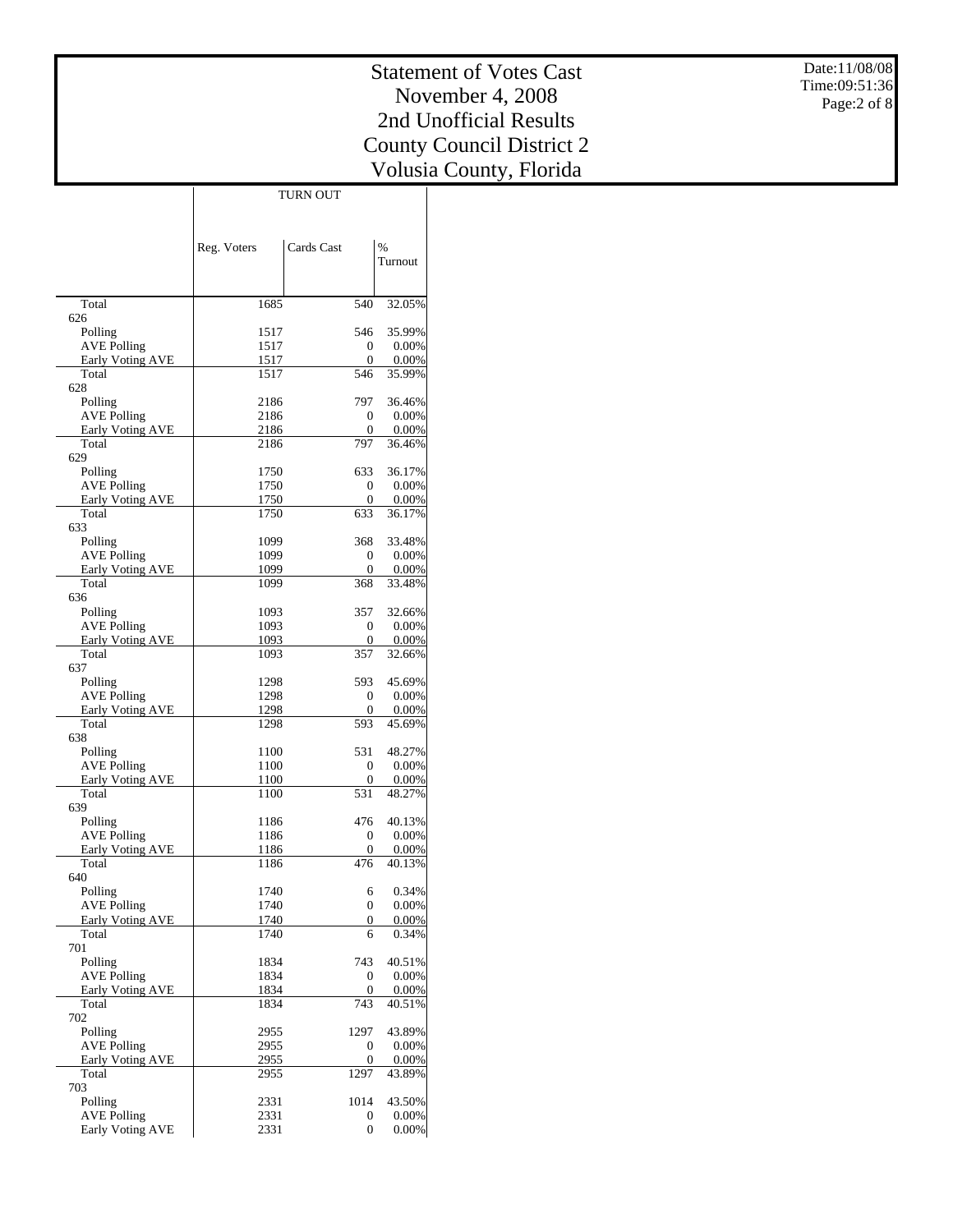# Statement of Votes Cast
# November 4, 2008
# 2nd Unofficial Results
# County Council District 2
# Volusia County, Florida

Date:11/08/08
Time:09:51:36

| | TURN OUT | | |
|---|---|---|---|
| | Reg. Voters | Cards Cast | % Turnout |
| Total | 1685 | 540 | 32.05% |
| 626 | | | |
| Polling | 1517 | 546 | 35.99% |
| AVE Polling | 1517 | 0 | 0.00% |
| Early Voting AVE | 1517 | 0 | 0.00% |
| Total | 1517 | 546 | 35.99% |
| 628 | | | |
| Polling | 2186 | 797 | 36.46% |
| AVE Polling | 2186 | 0 | 0.00% |
| Early Voting AVE | 2186 | 0 | 0.00% |
| Total | 2186 | 797 | 36.46% |
| 629 | | | |
| Polling | 1750 | 633 | 36.17% |
| AVE Polling | 1750 | 0 | 0.00% |
| Early Voting AVE | 1750 | 0 | 0.00% |
| Total | 1750 | 633 | 36.17% |
| 633 | | | |
| Polling | 1099 | 368 | 33.48% |
| AVE Polling | 1099 | 0 | 0.00% |
| Early Voting AVE | 1099 | 0 | 0.00% |
| Total | 1099 | 368 | 33.48% |
| 636 | | | |
| Polling | 1093 | 357 | 32.66% |
| AVE Polling | 1093 | 0 | 0.00% |
| Early Voting AVE | 1093 | 0 | 0.00% |
| Total | 1093 | 357 | 32.66% |
| 637 | | | |
| Polling | 1298 | 593 | 45.69% |
| AVE Polling | 1298 | 0 | 0.00% |
| Early Voting AVE | 1298 | 0 | 0.00% |
| Total | 1298 | 593 | 45.69% |
| 638 | | | |
| Polling | 1100 | 531 | 48.27% |
| AVE Polling | 1100 | 0 | 0.00% |
| Early Voting AVE | 1100 | 0 | 0.00% |
| Total | 1100 | 531 | 48.27% |
| 639 | | | |
| Polling | 1186 | 476 | 40.13% |
| AVE Polling | 1186 | 0 | 0.00% |
| Early Voting AVE | 1186 | 0 | 0.00% |
| Total | 1186 | 476 | 40.13% |
| 640 | | | |
| Polling | 1740 | 6 | 0.34% |
| AVE Polling | 1740 | 0 | 0.00% |
| Early Voting AVE | 1740 | 0 | 0.00% |
| Total | 1740 | 6 | 0.34% |
| 701 | | | |
| Polling | 1834 | 743 | 40.51% |
| AVE Polling | 1834 | 0 | 0.00% |
| Early Voting AVE | 1834 | 0 | 0.00% |
| Total | 1834 | 743 | 40.51% |
| 702 | | | |
| Polling | 2955 | 1297 | 43.89% |
| AVE Polling | 2955 | 0 | 0.00% |
| Early Voting AVE | 2955 | 0 | 0.00% |
| Total | 2955 | 1297 | 43.89% |
| 703 | | | |
| Polling | 2331 | 1014 | 43.50% |
| AVE Polling | 2331 | 0 | 0.00% |
| Early Voting AVE | 2331 | 0 | 0.00% |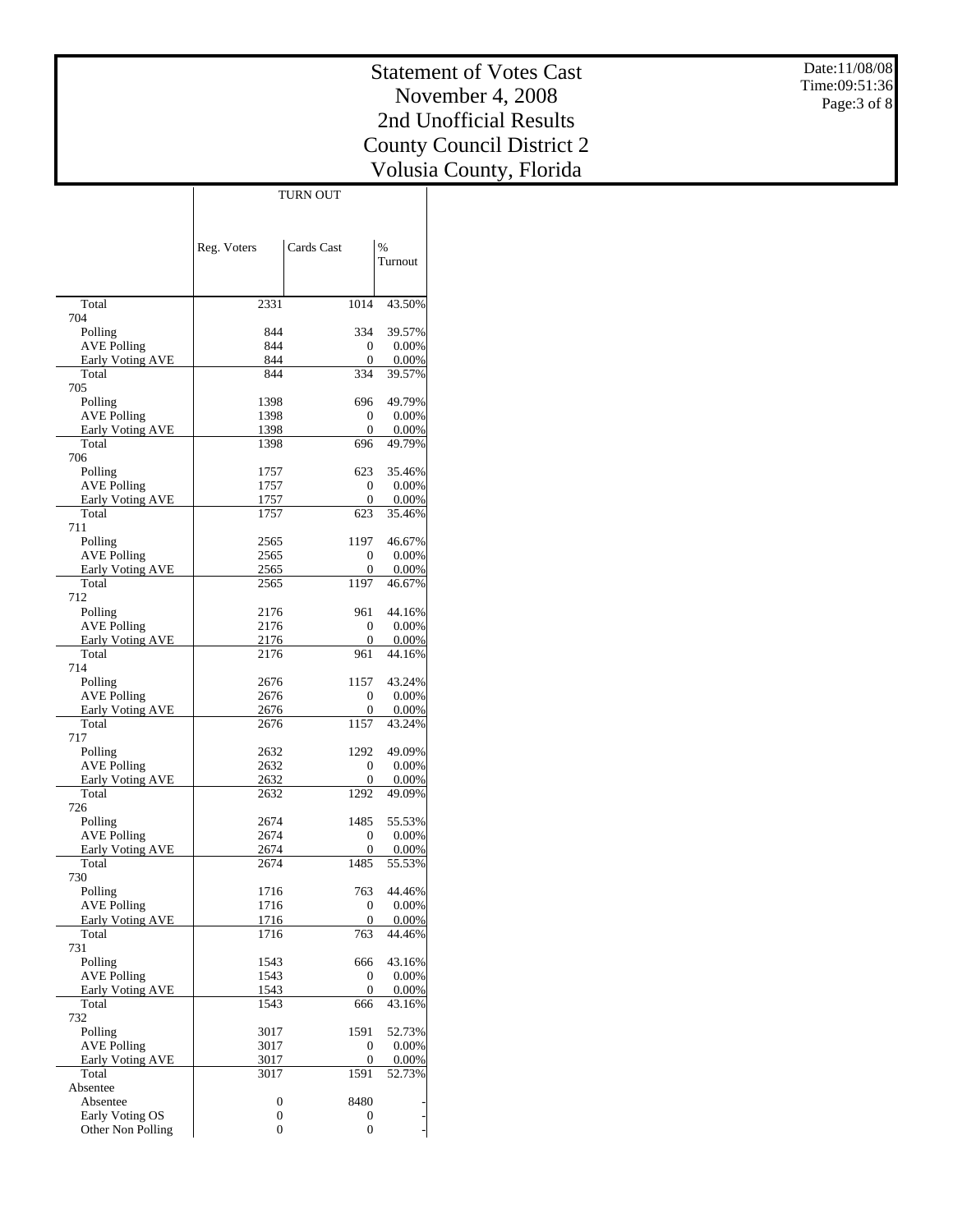# Statement of Votes Cast
## November 4, 2008
## 2nd Unofficial Results
## County Council District 2
## Volusia County, Florida

Date:11/08/08
Time:09:51:36

| | TURN OUT | | |
|---|---|---|---|
| | Reg. Voters | Cards Cast | % Turnout |
| Total | 2331 | 1014 | 43.50% |
| 704 | | | |
| Polling | 844 | 334 | 39.57% |
| AVE Polling | 844 | 0 | 0.00% |
| Early Voting AVE | 844 | 0 | 0.00% |
| Total | 844 | 334 | 39.57% |
| 705 | | | |
| Polling | 1398 | 696 | 49.79% |
| AVE Polling | 1398 | 0 | 0.00% |
| Early Voting AVE | 1398 | 0 | 0.00% |
| Total | 1398 | 696 | 49.79% |
| 706 | | | |
| Polling | 1757 | 623 | 35.46% |
| AVE Polling | 1757 | 0 | 0.00% |
| Early Voting AVE | 1757 | 0 | 0.00% |
| Total | 1757 | 623 | 35.46% |
| 711 | | | |
| Polling | 2565 | 1197 | 46.67% |
| AVE Polling | 2565 | 0 | 0.00% |
| Early Voting AVE | 2565 | 0 | 0.00% |
| Total | 2565 | 1197 | 46.67% |
| 712 | | | |
| Polling | 2176 | 961 | 44.16% |
| AVE Polling | 2176 | 0 | 0.00% |
| Early Voting AVE | 2176 | 0 | 0.00% |
| Total | 2176 | 961 | 44.16% |
| 714 | | | |
| Polling | 2676 | 1157 | 43.24% |
| AVE Polling | 2676 | 0 | 0.00% |
| Early Voting AVE | 2676 | 0 | 0.00% |
| Total | 2676 | 1157 | 43.24% |
| 717 | | | |
| Polling | 2632 | 1292 | 49.09% |
| AVE Polling | 2632 | 0 | 0.00% |
| Early Voting AVE | 2632 | 0 | 0.00% |
| Total | 2632 | 1292 | 49.09% |
| 726 | | | |
| Polling | 2674 | 1485 | 55.53% |
| AVE Polling | 2674 | 0 | 0.00% |
| Early Voting AVE | 2674 | 0 | 0.00% |
| Total | 2674 | 1485 | 55.53% |
| 730 | | | |
| Polling | 1716 | 763 | 44.46% |
| AVE Polling | 1716 | 0 | 0.00% |
| Early Voting AVE | 1716 | 0 | 0.00% |
| Total | 1716 | 763 | 44.46% |
| 731 | | | |
| Polling | 1543 | 666 | 43.16% |
| AVE Polling | 1543 | 0 | 0.00% |
| Early Voting AVE | 1543 | 0 | 0.00% |
| Total | 1543 | 666 | 43.16% |
| 732 | | | |
| Polling | 3017 | 1591 | 52.73% |
| AVE Polling | 3017 | 0 | 0.00% |
| Early Voting AVE | 3017 | 0 | 0.00% |
| Total | 3017 | 1591 | 52.73% |
| Absentee | | | |
| Absentee | 0 | 8480 | - |
| Early Voting OS | 0 | 0 | - |
| Other Non Polling | 0 | 0 | - |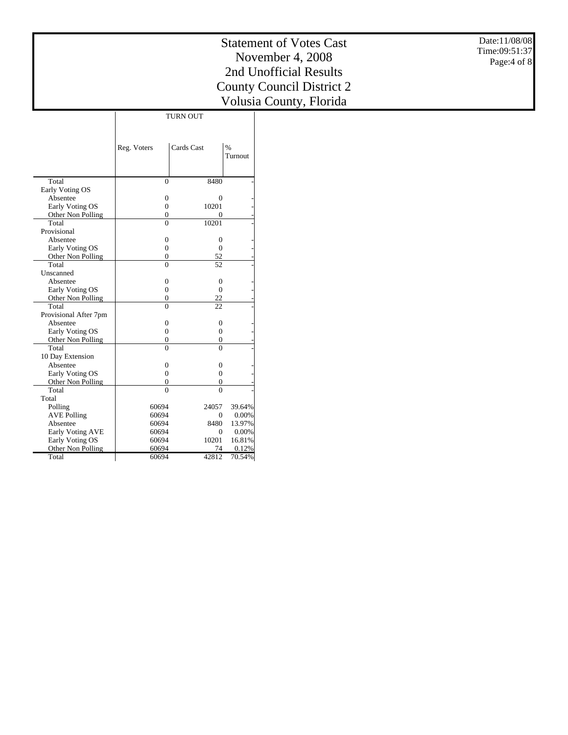# Statement of Votes Cast
## November 4, 2008
## 2nd Unofficial Results
## County Council District 2
## Volusia County, Florida

Date:11/08/08
Time:09:51:37

| | TURN OUT | | |
|---|---|---|---|
| | Reg. Voters | Cards Cast | % Turnout |
| Total | 0 | 8480 | - |
| Early Voting OS | | | |
| Absentee | 0 | 0 | - |
| Early Voting OS | 0 | 10201 | - |
| Other Non Polling | 0 | 0 | - |
| Total | 0 | 10201 | - |
| Provisional | | | |
| Absentee | 0 | 0 | - |
| Early Voting OS | 0 | 0 | - |
| Other Non Polling | 0 | 52 | - |
| Total | 0 | 52 | - |
| Unscanned | | | |
| Absentee | 0 | 0 | - |
| Early Voting OS | 0 | 0 | - |
| Other Non Polling | 0 | 22 | - |
| Total | 0 | 22 | - |
| Provisional After 7pm | | | |
| Absentee | 0 | 0 | - |
| Early Voting OS | 0 | 0 | - |
| Other Non Polling | 0 | 0 | - |
| Total | 0 | 0 | - |
| 10 Day Extension | | | |
| Absentee | 0 | 0 | - |
| Early Voting OS | 0 | 0 | - |
| Other Non Polling | 0 | 0 | - |
| Total | 0 | 0 | - |
| Total | | | |
| Polling | 60694 | 24057 | 39.64% |
| AVE Polling | 60694 | 0 | 0.00% |
| Absentee | 60694 | 8480 | 13.97% |
| Early Voting AVE | 60694 | 0 | 0.00% |
| Early Voting OS | 60694 | 10201 | 16.81% |
| Other Non Polling | 60694 | 74 | 0.12% |
| Total | 60694 | 42812 | 70.54% |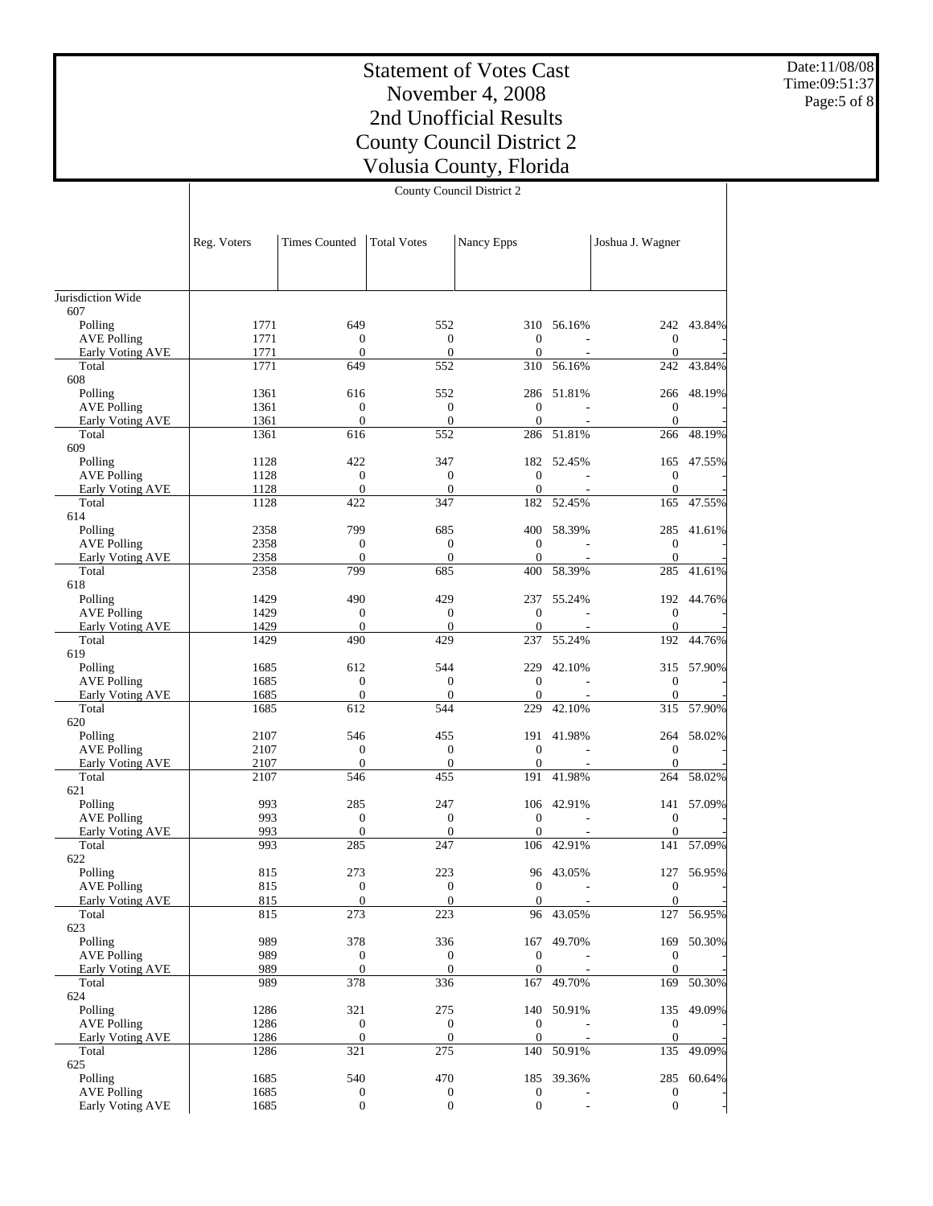# Statement of Votes Cast
# November 4, 2008
# 2nd Unofficial Results
# County Council District 2
# Volusia County, Florida

Date:11/08/08
Time:09:51:37

County Council District 2

| | Reg. Voters | Times Counted | Total Votes | Nancy Epps | | Joshua J. Wagner | |
|---|---|---|---|---|---|---|---|
| Jurisdiction Wide | | | | | | | |
| 607 | | | | | | | |
| Polling | 1771 | 649 | 552 | 310 | 56.16% | 242 | 43.84% |
| AVE Polling | 1771 | 0 | 0 | 0 | - | 0 | - |
| Early Voting AVE | 1771 | 0 | 0 | 0 | - | 0 | - |
| Total | 1771 | 649 | 552 | 310 | 56.16% | 242 | 43.84% |
| 608 | | | | | | | |
| Polling | 1361 | 616 | 552 | 286 | 51.81% | 266 | 48.19% |
| AVE Polling | 1361 | 0 | 0 | 0 | - | 0 | - |
| Early Voting AVE | 1361 | 0 | 0 | 0 | - | 0 | - |
| Total | 1361 | 616 | 552 | 286 | 51.81% | 266 | 48.19% |
| 609 | | | | | | | |
| Polling | 1128 | 422 | 347 | 182 | 52.45% | 165 | 47.55% |
| AVE Polling | 1128 | 0 | 0 | 0 | - | 0 | - |
| Early Voting AVE | 1128 | 0 | 0 | 0 | - | 0 | - |
| Total | 1128 | 422 | 347 | 182 | 52.45% | 165 | 47.55% |
| 614 | | | | | | | |
| Polling | 2358 | 799 | 685 | 400 | 58.39% | 285 | 41.61% |
| AVE Polling | 2358 | 0 | 0 | 0 | - | 0 | - |
| Early Voting AVE | 2358 | 0 | 0 | 0 | - | 0 | - |
| Total | 2358 | 799 | 685 | 400 | 58.39% | 285 | 41.61% |
| 618 | | | | | | | |
| Polling | 1429 | 490 | 429 | 237 | 55.24% | 192 | 44.76% |
| AVE Polling | 1429 | 0 | 0 | 0 | - | 0 | - |
| Early Voting AVE | 1429 | 0 | 0 | 0 | - | 0 | - |
| Total | 1429 | 490 | 429 | 237 | 55.24% | 192 | 44.76% |
| 619 | | | | | | | |
| Polling | 1685 | 612 | 544 | 229 | 42.10% | 315 | 57.90% |
| AVE Polling | 1685 | 0 | 0 | 0 | - | 0 | - |
| Early Voting AVE | 1685 | 0 | 0 | 0 | - | 0 | - |
| Total | 1685 | 612 | 544 | 229 | 42.10% | 315 | 57.90% |
| 620 | | | | | | | |
| Polling | 2107 | 546 | 455 | 191 | 41.98% | 264 | 58.02% |
| AVE Polling | 2107 | 0 | 0 | 0 | - | 0 | - |
| Early Voting AVE | 2107 | 0 | 0 | 0 | - | 0 | - |
| Total | 2107 | 546 | 455 | 191 | 41.98% | 264 | 58.02% |
| 621 | | | | | | | |
| Polling | 993 | 285 | 247 | 106 | 42.91% | 141 | 57.09% |
| AVE Polling | 993 | 0 | 0 | 0 | - | 0 | - |
| Early Voting AVE | 993 | 0 | 0 | 0 | - | 0 | - |
| Total | 993 | 285 | 247 | 106 | 42.91% | 141 | 57.09% |
| 622 | | | | | | | |
| Polling | 815 | 273 | 223 | 96 | 43.05% | 127 | 56.95% |
| AVE Polling | 815 | 0 | 0 | 0 | - | 0 | - |
| Early Voting AVE | 815 | 0 | 0 | 0 | - | 0 | - |
| Total | 815 | 273 | 223 | 96 | 43.05% | 127 | 56.95% |
| 623 | | | | | | | |
| Polling | 989 | 378 | 336 | 167 | 49.70% | 169 | 50.30% |
| AVE Polling | 989 | 0 | 0 | 0 | - | 0 | - |
| Early Voting AVE | 989 | 0 | 0 | 0 | - | 0 | - |
| Total | 989 | 378 | 336 | 167 | 49.70% | 169 | 50.30% |
| 624 | | | | | | | |
| Polling | 1286 | 321 | 275 | 140 | 50.91% | 135 | 49.09% |
| AVE Polling | 1286 | 0 | 0 | 0 | - | 0 | - |
| Early Voting AVE | 1286 | 0 | 0 | 0 | - | 0 | - |
| Total | 1286 | 321 | 275 | 140 | 50.91% | 135 | 49.09% |
| 625 | | | | | | | |
| Polling | 1685 | 540 | 470 | 185 | 39.36% | 285 | 60.64% |
| AVE Polling | 1685 | 0 | 0 | 0 | - | 0 | - |
| Early Voting AVE | 1685 | 0 | 0 | 0 | - | 0 | - |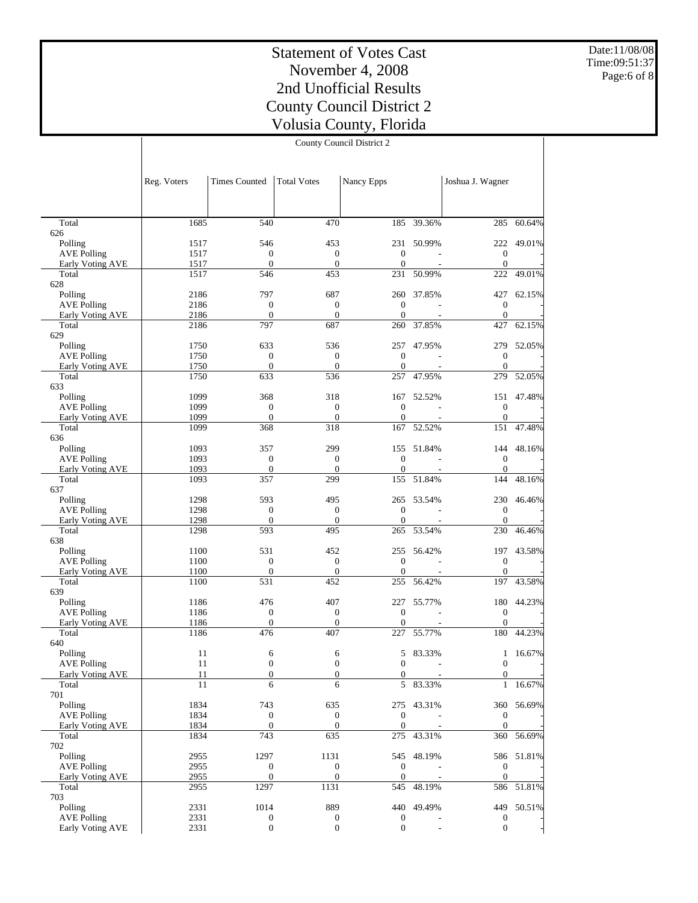# Statement of Votes Cast
# November 4, 2008
# 2nd Unofficial Results
# County Council District 2
# Volusia County, Florida

| | Reg. Voters | Times Counted | Total Votes | Nancy Epps | | Joshua J. Wagner | |
|---|---|---|---|---|---|---|---|
| Total | 1685 | 540 | 470 | 185 | 39.36% | 285 | 60.64% |
| 626 | | | | | | | |
| Polling | 1517 | 546 | 453 | 231 | 50.99% | 222 | 49.01% |
| AVE Polling | 1517 | 0 | 0 | 0 | - | 0 | - |
| Early Voting AVE | 1517 | 0 | 0 | 0 | - | 0 | - |
| Total | 1517 | 546 | 453 | 231 | 50.99% | 222 | 49.01% |
| 628 | | | | | | | |
| Polling | 2186 | 797 | 687 | 260 | 37.85% | 427 | 62.15% |
| AVE Polling | 2186 | 0 | 0 | 0 | - | 0 | - |
| Early Voting AVE | 2186 | 0 | 0 | 0 | - | 0 | - |
| Total | 2186 | 797 | 687 | 260 | 37.85% | 427 | 62.15% |
| 629 | | | | | | | |
| Polling | 1750 | 633 | 536 | 257 | 47.95% | 279 | 52.05% |
| AVE Polling | 1750 | 0 | 0 | 0 | - | 0 | - |
| Early Voting AVE | 1750 | 0 | 0 | 0 | - | 0 | - |
| Total | 1750 | 633 | 536 | 257 | 47.95% | 279 | 52.05% |
| 633 | | | | | | | |
| Polling | 1099 | 368 | 318 | 167 | 52.52% | 151 | 47.48% |
| AVE Polling | 1099 | 0 | 0 | 0 | - | 0 | - |
| Early Voting AVE | 1099 | 0 | 0 | 0 | - | 0 | - |
| Total | 1099 | 368 | 318 | 167 | 52.52% | 151 | 47.48% |
| 636 | | | | | | | |
| Polling | 1093 | 357 | 299 | 155 | 51.84% | 144 | 48.16% |
| AVE Polling | 1093 | 0 | 0 | 0 | - | 0 | - |
| Early Voting AVE | 1093 | 0 | 0 | 0 | - | 0 | - |
| Total | 1093 | 357 | 299 | 155 | 51.84% | 144 | 48.16% |
| 637 | | | | | | | |
| Polling | 1298 | 593 | 495 | 265 | 53.54% | 230 | 46.46% |
| AVE Polling | 1298 | 0 | 0 | 0 | - | 0 | - |
| Early Voting AVE | 1298 | 0 | 0 | 0 | - | 0 | - |
| Total | 1298 | 593 | 495 | 265 | 53.54% | 230 | 46.46% |
| 638 | | | | | | | |
| Polling | 1100 | 531 | 452 | 255 | 56.42% | 197 | 43.58% |
| AVE Polling | 1100 | 0 | 0 | 0 | - | 0 | - |
| Early Voting AVE | 1100 | 0 | 0 | 0 | - | 0 | - |
| Total | 1100 | 531 | 452 | 255 | 56.42% | 197 | 43.58% |
| 639 | | | | | | | |
| Polling | 1186 | 476 | 407 | 227 | 55.77% | 180 | 44.23% |
| AVE Polling | 1186 | 0 | 0 | 0 | - | 0 | - |
| Early Voting AVE | 1186 | 0 | 0 | 0 | - | 0 | - |
| Total | 1186 | 476 | 407 | 227 | 55.77% | 180 | 44.23% |
| 640 | | | | | | | |
| Polling | 11 | 6 | 6 | 5 | 83.33% | 1 | 16.67% |
| AVE Polling | 11 | 0 | 0 | 0 | - | 0 | - |
| Early Voting AVE | 11 | 0 | 0 | 0 | - | 0 | - |
| Total | 11 | 6 | 6 | 5 | 83.33% | 1 | 16.67% |
| 701 | | | | | | | |
| Polling | 1834 | 743 | 635 | 275 | 43.31% | 360 | 56.69% |
| AVE Polling | 1834 | 0 | 0 | 0 | - | 0 | - |
| Early Voting AVE | 1834 | 0 | 0 | 0 | - | 0 | - |
| Total | 1834 | 743 | 635 | 275 | 43.31% | 360 | 56.69% |
| 702 | | | | | | | |
| Polling | 2955 | 1297 | 1131 | 545 | 48.19% | 586 | 51.81% |
| AVE Polling | 2955 | 0 | 0 | 0 | - | 0 | - |
| Early Voting AVE | 2955 | 0 | 0 | 0 | - | 0 | - |
| Total | 2955 | 1297 | 1131 | 545 | 48.19% | 586 | 51.81% |
| 703 | | | | | | | |
| Polling | 2331 | 1014 | 889 | 440 | 49.49% | 449 | 50.51% |
| AVE Polling | 2331 | 0 | 0 | 0 | - | 0 | - |
| Early Voting AVE | 2331 | 0 | 0 | 0 | - | 0 | - |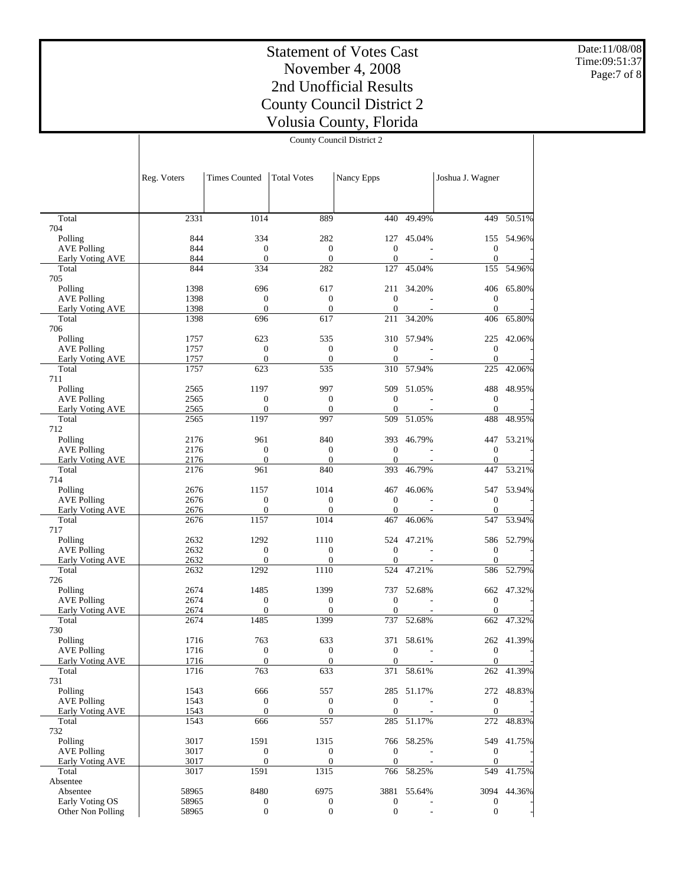# Statement of Votes Cast
# November 4, 2008
# 2nd Unofficial Results
# County Council District 2
# Volusia County, Florida

Date:11/08/08
Time:09:51:37

County Council District 2

| | Reg. Voters | Times Counted | Total Votes | Nancy Epps | | Joshua J. Wagner | |
|---|---|---|---|---|---|---|---|
| Total | 2331 | 1014 | 889 | 440 | 49.49% | 449 | 50.51% |
| 704 | | | | | | | |
| Polling | 844 | 334 | 282 | 127 | 45.04% | 155 | 54.96% |
| AVE Polling | 844 | 0 | 0 | 0 | - | 0 | - |
| Early Voting AVE | 844 | 0 | 0 | 0 | - | 0 | - |
| Total | 844 | 334 | 282 | 127 | 45.04% | 155 | 54.96% |
| 705 | | | | | | | |
| Polling | 1398 | 696 | 617 | 211 | 34.20% | 406 | 65.80% |
| AVE Polling | 1398 | 0 | 0 | 0 | - | 0 | - |
| Early Voting AVE | 1398 | 0 | 0 | 0 | - | 0 | - |
| Total | 1398 | 696 | 617 | 211 | 34.20% | 406 | 65.80% |
| 706 | | | | | | | |
| Polling | 1757 | 623 | 535 | 310 | 57.94% | 225 | 42.06% |
| AVE Polling | 1757 | 0 | 0 | 0 | - | 0 | - |
| Early Voting AVE | 1757 | 0 | 0 | 0 | - | 0 | - |
| Total | 1757 | 623 | 535 | 310 | 57.94% | 225 | 42.06% |
| 711 | | | | | | | |
| Polling | 2565 | 1197 | 997 | 509 | 51.05% | 488 | 48.95% |
| AVE Polling | 2565 | 0 | 0 | 0 | - | 0 | - |
| Early Voting AVE | 2565 | 0 | 0 | 0 | - | 0 | - |
| Total | 2565 | 1197 | 997 | 509 | 51.05% | 488 | 48.95% |
| 712 | | | | | | | |
| Polling | 2176 | 961 | 840 | 393 | 46.79% | 447 | 53.21% |
| AVE Polling | 2176 | 0 | 0 | 0 | - | 0 | - |
| Early Voting AVE | 2176 | 0 | 0 | 0 | - | 0 | - |
| Total | 2176 | 961 | 840 | 393 | 46.79% | 447 | 53.21% |
| 714 | | | | | | | |
| Polling | 2676 | 1157 | 1014 | 467 | 46.06% | 547 | 53.94% |
| AVE Polling | 2676 | 0 | 0 | 0 | - | 0 | - |
| Early Voting AVE | 2676 | 0 | 0 | 0 | - | 0 | - |
| Total | 2676 | 1157 | 1014 | 467 | 46.06% | 547 | 53.94% |
| 717 | | | | | | | |
| Polling | 2632 | 1292 | 1110 | 524 | 47.21% | 586 | 52.79% |
| AVE Polling | 2632 | 0 | 0 | 0 | - | 0 | - |
| Early Voting AVE | 2632 | 0 | 0 | 0 | - | 0 | - |
| Total | 2632 | 1292 | 1110 | 524 | 47.21% | 586 | 52.79% |
| 726 | | | | | | | |
| Polling | 2674 | 1485 | 1399 | 737 | 52.68% | 662 | 47.32% |
| AVE Polling | 2674 | 0 | 0 | 0 | - | 0 | - |
| Early Voting AVE | 2674 | 0 | 0 | 0 | - | 0 | - |
| Total | 2674 | 1485 | 1399 | 737 | 52.68% | 662 | 47.32% |
| 730 | | | | | | | |
| Polling | 1716 | 763 | 633 | 371 | 58.61% | 262 | 41.39% |
| AVE Polling | 1716 | 0 | 0 | 0 | - | 0 | - |
| Early Voting AVE | 1716 | 0 | 0 | 0 | - | 0 | - |
| Total | 1716 | 763 | 633 | 371 | 58.61% | 262 | 41.39% |
| 731 | | | | | | | |
| Polling | 1543 | 666 | 557 | 285 | 51.17% | 272 | 48.83% |
| AVE Polling | 1543 | 0 | 0 | 0 | - | 0 | - |
| Early Voting AVE | 1543 | 0 | 0 | 0 | - | 0 | - |
| Total | 1543 | 666 | 557 | 285 | 51.17% | 272 | 48.83% |
| 732 | | | | | | | |
| Polling | 3017 | 1591 | 1315 | 766 | 58.25% | 549 | 41.75% |
| AVE Polling | 3017 | 0 | 0 | 0 | - | 0 | - |
| Early Voting AVE | 3017 | 0 | 0 | 0 | - | 0 | - |
| Total | 3017 | 1591 | 1315 | 766 | 58.25% | 549 | 41.75% |
| Absentee | | | | | | | |
| Absentee | 58965 | 8480 | 6975 | 3881 | 55.64% | 3094 | 44.36% |
| Early Voting OS | 58965 | 0 | 0 | 0 | - | 0 | - |
| Other Non Polling | 58965 | 0 | 0 | 0 | - | 0 | - |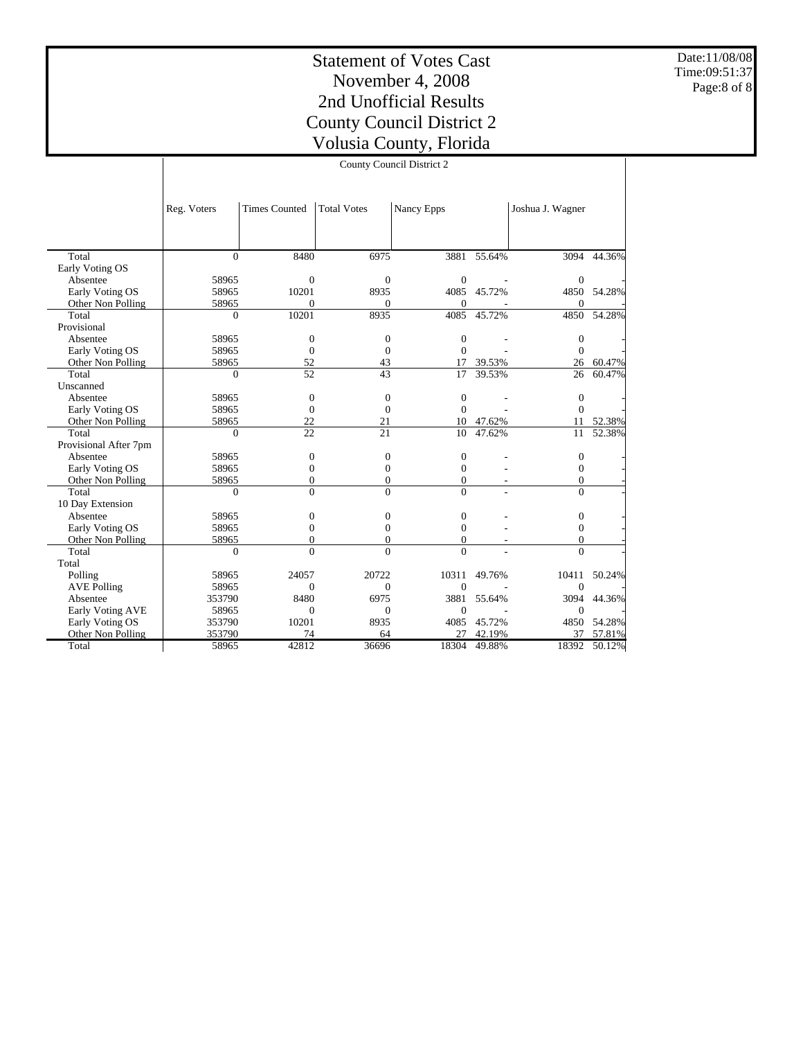# Statement of Votes Cast
# November 4, 2008
# 2nd Unofficial Results
# County Council District 2
# Volusia County, Florida

Date:11/08/08
Time:09:51:37

County Council District 2

| | Reg. Voters | Times Counted | Total Votes | Nancy Epps | | Joshua J. Wagner | |
|---|---|---|---|---|---|---|---|
| Total | 0 | 8480 | 6975 | 3881 | 55.64% | 3094 | 44.36% |
| Early Voting OS | | | | | | | |
| Absentee | 58965 | 0 | 0 | 0 | - | 0 | - |
| Early Voting OS | 58965 | 10201 | 8935 | 4085 | 45.72% | 4850 | 54.28% |
| Other Non Polling | 58965 | 0 | 0 | 0 | - | 0 | - |
| Total | 0 | 10201 | 8935 | 4085 | 45.72% | 4850 | 54.28% |
| Provisional | | | | | | | |
| Absentee | 58965 | 0 | 0 | 0 | - | 0 | - |
| Early Voting OS | 58965 | 0 | 0 | 0 | - | 0 | - |
| Other Non Polling | 58965 | 52 | 43 | 17 | 39.53% | 26 | 60.47% |
| Total | 0 | 52 | 43 | 17 | 39.53% | 26 | 60.47% |
| Unscanned | | | | | | | |
| Absentee | 58965 | 0 | 0 | 0 | - | 0 | - |
| Early Voting OS | 58965 | 0 | 0 | 0 | - | 0 | - |
| Other Non Polling | 58965 | 22 | 21 | 10 | 47.62% | 11 | 52.38% |
| Total | 0 | 22 | 21 | 10 | 47.62% | 11 | 52.38% |
| Provisional After 7pm | | | | | | | |
| Absentee | 58965 | 0 | 0 | 0 | - | 0 | - |
| Early Voting OS | 58965 | 0 | 0 | 0 | - | 0 | - |
| Other Non Polling | 58965 | 0 | 0 | 0 | - | 0 | - |
| Total | 0 | 0 | 0 | 0 | - | 0 | - |
| 10 Day Extension | | | | | | | |
| Absentee | 58965 | 0 | 0 | 0 | - | 0 | - |
| Early Voting OS | 58965 | 0 | 0 | 0 | - | 0 | - |
| Other Non Polling | 58965 | 0 | 0 | 0 | - | 0 | - |
| Total | 0 | 0 | 0 | 0 | - | 0 | - |
| Total | | | | | | | |
| Polling | 58965 | 24057 | 20722 | 10311 | 49.76% | 10411 | 50.24% |
| AVE Polling | 58965 | 0 | 0 | 0 | - | 0 | - |
| Absentee | 353790 | 8480 | 6975 | 3881 | 55.64% | 3094 | 44.36% |
| Early Voting AVE | 58965 | 0 | 0 | 0 | - | 0 | - |
| Early Voting OS | 353790 | 10201 | 8935 | 4085 | 45.72% | 4850 | 54.28% |
| Other Non Polling | 353790 | 74 | 64 | 27 | 42.19% | 37 | 57.81% |
| Total | 58965 | 42812 | 36696 | 18304 | 49.88% | 18392 | 50.12% |